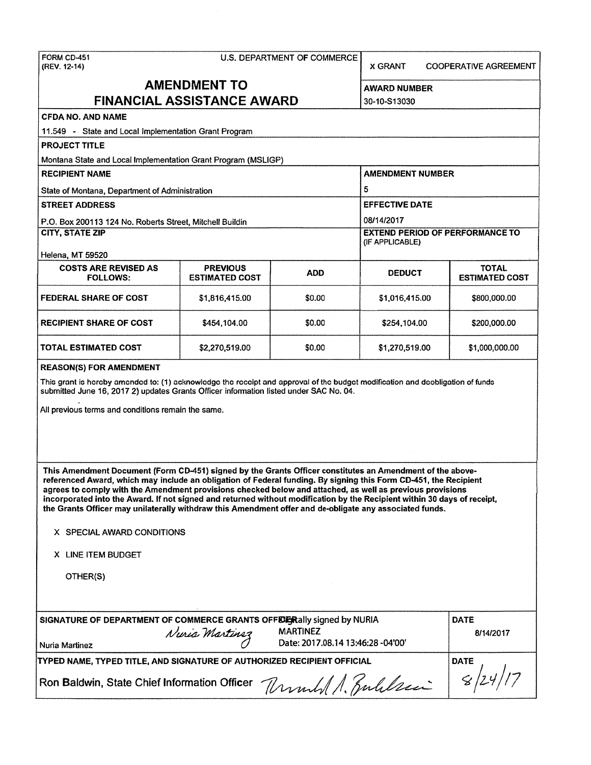FORM CD-451
(REV. 12-14)

U.S. DEPARTMENT OF COMMERCE

X GRANT COOPERATIVE AGREEMENT

# AMENDMENT TO FINANCIAL ASSISTANCE AWARD

**AWARD NUMBER**
30-10-S13030

**CFDA NO. AND NAME**
11.549 - State and Local Implementation Grant Program

**PROJECT TITLE**
Montana State and Local Implementation Grant Program (MSLIGP)

**RECIPIENT NAME**
State of Montana, Department of Administration

**AMENDMENT NUMBER**
5

**STREET ADDRESS**
P.O. Box 200113 124 No. Roberts Street, Mitchell Buildin

**EFFECTIVE DATE**
08/14/2017

**CITY, STATE ZIP**
Helena, MT 59520

**EXTEND PERIOD OF PERFORMANCE TO** (IF APPLICABLE)

| COSTS ARE REVISED AS FOLLOWS: | PREVIOUS ESTIMATED COST | ADD | DEDUCT | TOTAL ESTIMATED COST |
|---|---|---|---|---|
| FEDERAL SHARE OF COST | $1,816,415.00 | $0.00 | $1,016,415.00 | $800,000.00 |
| RECIPIENT SHARE OF COST | $454,104.00 | $0.00 | $254,104.00 | $200,000.00 |
| TOTAL ESTIMATED COST | $2,270,519.00 | $0.00 | $1,270,519.00 | $1,000,000.00 |

**REASON(S) FOR AMENDMENT**

This grant is hereby amended to: (1) acknowledge the receipt and approval of the budget modification and deobligation of funds submitted June 16, 2017 2) updates Grants Officer information listed under SAC No. 04.

All previous terms and conditions remain the same.

**This Amendment Document (Form CD-451) signed by the Grants Officer constitutes an Amendment of the above-referenced Award, which may include an obligation of Federal funding. By signing this Form CD-451, the Recipient agrees to comply with the Amendment provisions checked below and attached, as well as previous provisions incorporated into the Award. If not signed and returned without modification by the Recipient within 30 days of receipt, the Grants Officer may unilaterally withdraw this Amendment offer and de-obligate any associated funds.**

X SPECIAL AWARD CONDITIONS

X LINE ITEM BUDGET

OTHER(S)

**SIGNATURE OF DEPARTMENT OF COMMERCE GRANTS OFFICER**
Nuria Martinez
Digitally signed by NURIA MARTINEZ
Date: 2017.08.14 13:46:28 -04'00'

**DATE**
8/14/2017

**TYPED NAME, TYPED TITLE, AND SIGNATURE OF AUTHORIZED RECIPIENT OFFICIAL**
Ron Baldwin, State Chief Information Officer

**DATE**
8/24/17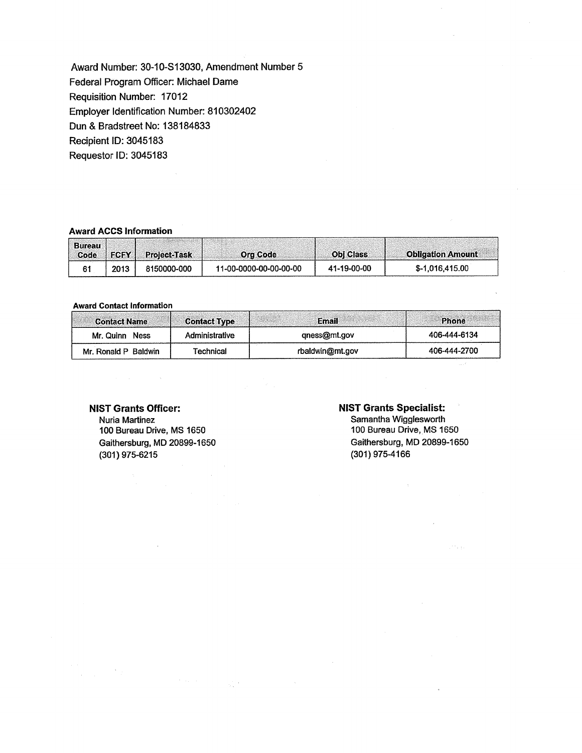Award Number: 30-10-S13030, Amendment Number 5
Federal Program Officer: Michael Dame
Requisition Number: 17012
Employer Identification Number: 810302402
Dun & Bradstreet No: 138184833
Recipient ID: 3045183
Requestor ID: 3045183

**Award ACCS Information**

| Bureau Code | FCFY | Project-Task | Org Code | Obj Class | Obligation Amount |
|---|---|---|---|---|---|
| 61 | 2013 | 8150000-000 | 11-00-0000-00-00-00-00 | 41-19-00-00 | $-1,016,415.00 |

**Award Contact Information**

| Contact Name | Contact Type | Email | Phone |
|---|---|---|---|
| Mr. Quinn Ness | Administrative | qness@mt.gov | 406-444-6134 |
| Mr. Ronald P Baldwin | Technical | rbaldwin@mt.gov | 406-444-2700 |

**NIST Grants Officer:**
Nuria Martinez
100 Bureau Drive, MS 1650
Gaithersburg, MD 20899-1650
(301) 975-6215

**NIST Grants Specialist:**
Samantha Wigglesworth
100 Bureau Drive, MS 1650
Gaithersburg, MD 20899-1650
(301) 975-4166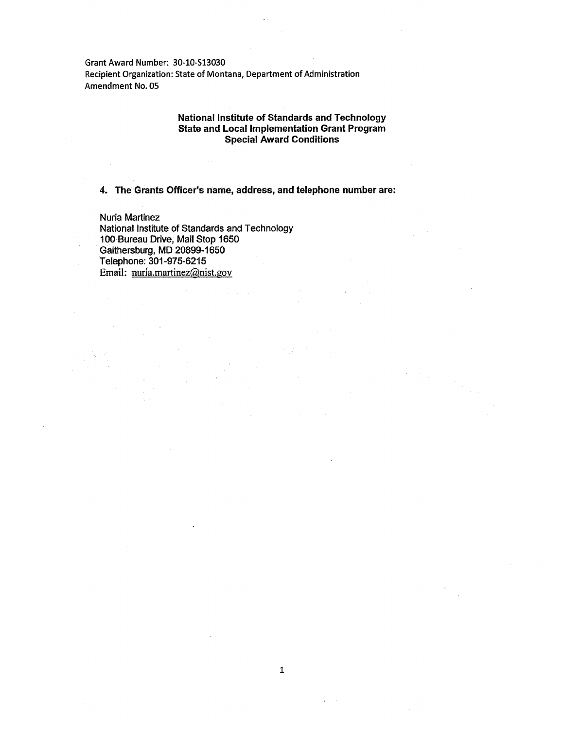Grant Award Number: 30-10-S13030
Recipient Organization: State of Montana, Department of Administration
Amendment No. 05

**National Institute of Standards and Technology**
**State and Local Implementation Grant Program**
**Special Award Conditions**

**4. The Grants Officer's name, address, and telephone number are:**

Nuria Martinez
National Institute of Standards and Technology
100 Bureau Drive, Mail Stop 1650
Gaithersburg, MD 20899-1650
Telephone: 301-975-6215
Email: nuria.martinez@nist.gov